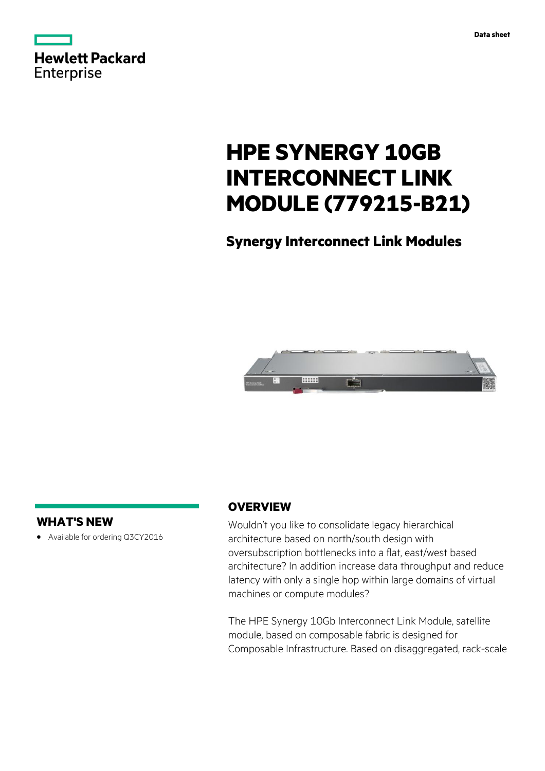Data sheet

# HPE SYNERGY 10GB INTERCONNECT LINK MODULE (779215-B21)

## Synergy Interconnect Link Modules

## WHAT'S NEW

- Available for ordering Q3CY2016

## OVERVIEW

Wouldn't you like to consolidate legacy hierarchical architecture based on north/south design with oversubscription bottlenecks into a flat, east/west based architecture? In addition increase data throughput and reduce latency with only a single hop within large domains of virtual machines or compute modules?

The HPE Synergy 10Gb Interconnect Link Module, satellite module, based on composable fabric is designed for Composable Infrastructure. Based on disaggregated, rack-scale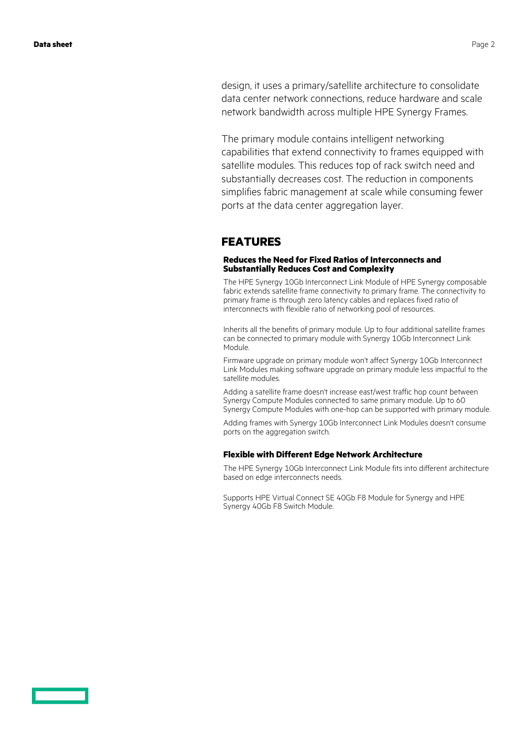design, it uses a primary/satellite architecture to consolidate data center network connections, reduce hardware and scale network bandwidth across multiple HPE Synergy Frames.

The primary module contains intelligent networking capabilities that extend connectivity to frames equipped with satellite modules. This reduces top of rack switch need and substantially decreases cost. The reduction in components simplifies fabric management at scale while consuming fewer ports at the data center aggregation layer.

## FEATURES

### Reduces the Need for Fixed Ratios of Interconnects and Substantially Reduces Cost and Complexity

The HPE Synergy 10Gb Interconnect Link Module of HPE Synergy composable fabric extends satellite frame connectivity to primary frame. The connectivity to primary frame is through zero latency cables and replaces fixed ratio of interconnects with flexible ratio of networking pool of resources.

Inherits all the benefits of primary module. Up to four additional satellite frames can be connected to primary module with Synergy 10Gb Interconnect Link Module.

Firmware upgrade on primary module won't affect Synergy 10Gb Interconnect Link Modules making software upgrade on primary module less impactful to the satellite modules.

Adding a satellite frame doesn't increase east/west traffic hop count between Synergy Compute Modules connected to same primary module. Up to 60 Synergy Compute Modules with one-hop can be supported with primary module.

Adding frames with Synergy 10Gb Interconnect Link Modules doesn't consume ports on the aggregation switch.

### Flexible with Different Edge Network Architecture

The HPE Synergy 10Gb Interconnect Link Module fits into different architecture based on edge interconnects needs.

Supports HPE Virtual Connect SE 40Gb F8 Module for Synergy and HPE Synergy 40Gb F8 Switch Module.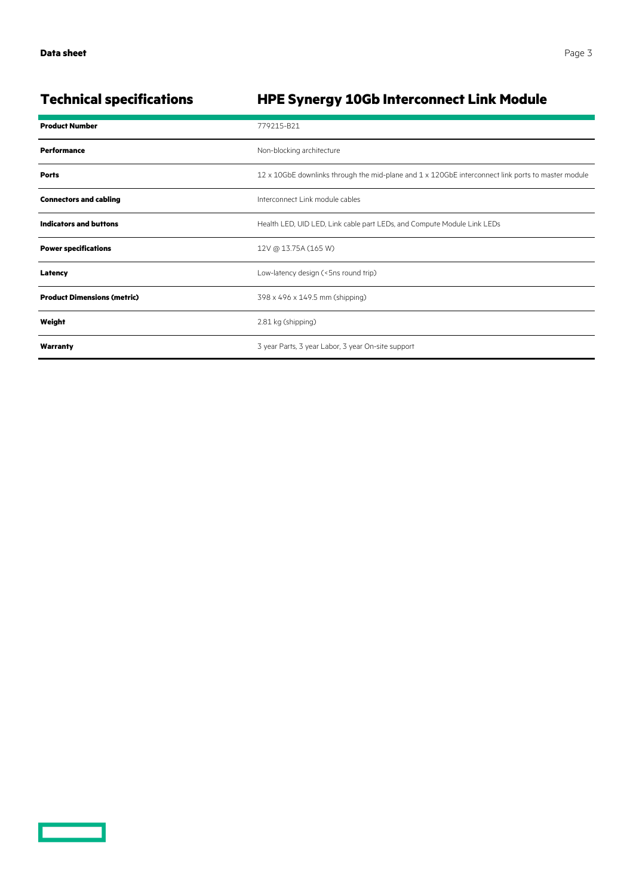## Technical specifications

## HPE Synergy 10Gb Interconnect Link Module

| | |
|---|---|
| **Product Number** | 779215-B21 |
| **Performance** | Non-blocking architecture |
| **Ports** | 12 x 10GbE downlinks through the mid-plane and 1 x 120GbE interconnect link ports to master module |
| **Connectors and cabling** | Interconnect Link module cables |
| **Indicators and buttons** | Health LED, UID LED, Link cable part LEDs, and Compute Module Link LEDs |
| **Power specifications** | 12V @ 13.75A (165 W) |
| **Latency** | Low-latency design (<5ns round trip) |
| **Product Dimensions (metric)** | 398 x 496 x 149.5 mm (shipping) |
| **Weight** | 2.81 kg (shipping) |
| **Warranty** | 3 year Parts, 3 year Labor, 3 year On-site support |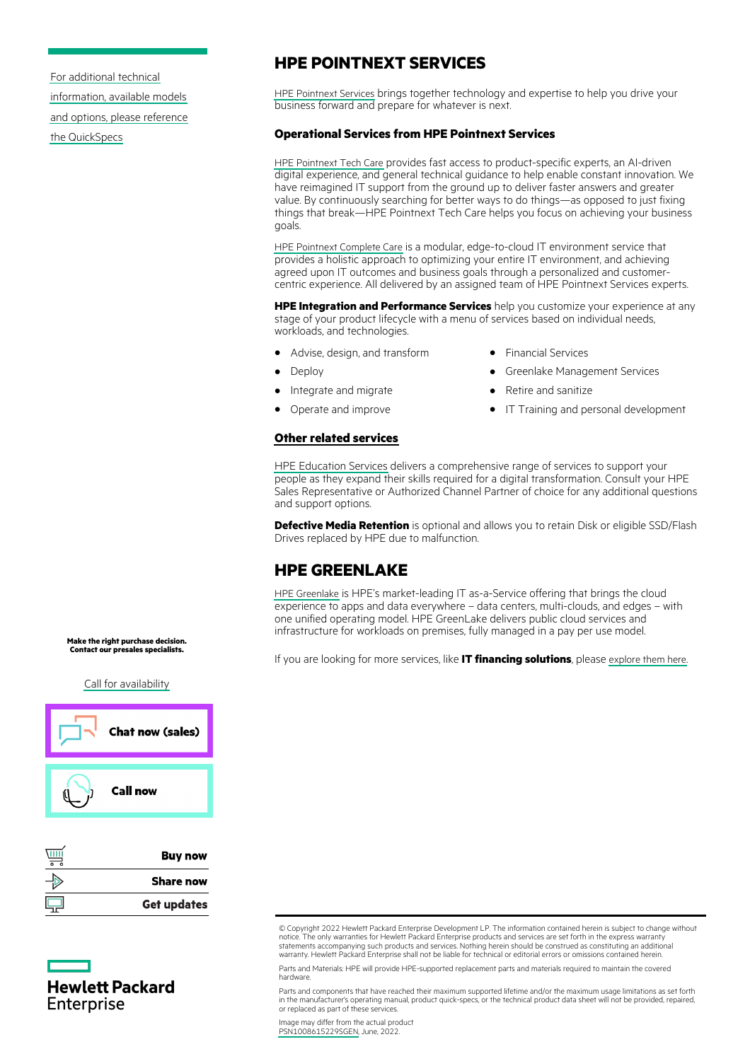For additional technical information, available models and options, please reference the QuickSpecs

## HPE POINTNEXT SERVICES

HPE Pointnext Services brings together technology and expertise to help you drive your business forward and prepare for whatever is next.

### Operational Services from HPE Pointnext Services

HPE Pointnext Tech Care provides fast access to product-specific experts, an AI-driven digital experience, and general technical guidance to help enable constant innovation. We have reimagined IT support from the ground up to deliver faster answers and greater value. By continuously searching for better ways to do things—as opposed to just fixing things that break—HPE Pointnext Tech Care helps you focus on achieving your business goals.

HPE Pointnext Complete Care is a modular, edge-to-cloud IT environment service that provides a holistic approach to optimizing your entire IT environment, and achieving agreed upon IT outcomes and business goals through a personalized and customer-centric experience. All delivered by an assigned team of HPE Pointnext Services experts.

**HPE Integration and Performance Services** help you customize your experience at any stage of your product lifecycle with a menu of services based on individual needs, workloads, and technologies.

- Advise, design, and transform
- Deploy
- Integrate and migrate
- Operate and improve
- Financial Services
- Greenlake Management Services
- Retire and sanitize
- IT Training and personal development

### Other related services

HPE Education Services delivers a comprehensive range of services to support your people as they expand their skills required for a digital transformation. Consult your HPE Sales Representative or Authorized Channel Partner of choice for any additional questions and support options.

**Defective Media Retention** is optional and allows you to retain Disk or eligible SSD/Flash Drives replaced by HPE due to malfunction.

## HPE GREENLAKE

HPE Greenlake is HPE's market-leading IT as-a-Service offering that brings the cloud experience to apps and data everywhere – data centers, multi-clouds, and edges – with one unified operating model. HPE GreenLake delivers public cloud services and infrastructure for workloads on premises, fully managed in a pay per use model.

If you are looking for more services, like **IT financing solutions**, please explore them here.

**Make the right purchase decision. Contact our presales specialists.**

Call for availability

Chat now (sales)

Call now

Buy now

Share now

Get updates

Hewlett Packard Enterprise

© Copyright 2022 Hewlett Packard Enterprise Development LP. The information contained herein is subject to change without notice. The only warranties for Hewlett Packard Enterprise products and services are set forth in the express warranty statements accompanying such products and services. Nothing herein should be construed as constituting an additional warranty. Hewlett Packard Enterprise shall not be liable for technical or editorial errors or omissions contained herein.

Parts and Materials: HPE will provide HPE-supported replacement parts and materials required to maintain the covered hardware.

Parts and components that have reached their maximum supported lifetime and/or the maximum usage limitations as set forth in the manufacturer's operating manual, product quick-specs, or the technical product data sheet will not be provided, repaired, or replaced as part of these services.

Image may differ from the actual product

PSN1008615229SGEN, June, 2022.